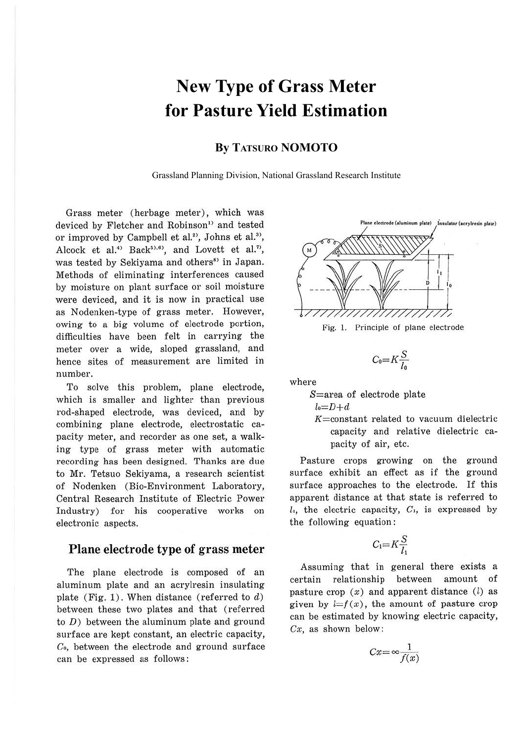# New Type of Grass Meter for Pasture Yield Estimation

## By TATSURO NOMOTO

Grassland Planning Division, National Grassland Research Institute

Grass meter (herbage meter), which was deviced by Fletcher and Robinson[1] and tested or improved by Campbell et al.[2], Johns et al.[3], Alcock et al.[4] Back[5,6], and Lovett et al.[7], was tested by Sekiyama and others[8] in Japan. Methods of eliminating interferences caused by moisture on plant surface or soil moisture were deviced, and it is now in practical use as Nodenken-type of grass meter. However, owing to a big volume of electrode portion, difficulties have been felt in carrying the meter over a wide, sloped grassland, and hence sites of measurement are limited in number.

To solve this problem, plane electrode, which is smaller and lighter than previous rod-shaped electrode, was deviced, and by combining plane electrode, electrostatic capacity meter, and recorder as one set, a walking type of grass meter with automatic recording has been designed. Thanks are due to Mr. Tetsuo Sekiyama, a research scientist of Nodenken (Bio-Environment Laboratory, Central Research Institute of Electric Power Industry) for his cooperative works on electronic aspects.

## Plane electrode type of grass meter

The plane electrode is composed of an aluminum plate and an acrylresin insulating plate (Fig. 1). When distance (referred to $d$) between these two plates and that (referred to $D$) between the aluminum plate and ground surface are kept constant, an electric capacity, $C_0$, between the electrode and ground surface can be expressed as follows:

Fig. 1. Principle of plane electrode

$$C_0 = K\frac{S}{l_0}$$

where

$S$=area of electrode plate

$l_0 = D + d$

$K$=constant related to vacuum dielectric capacity and relative dielectric capacity of air, etc.

Pasture crops growing on the ground surface exhibit an effect as if the ground surface approaches to the electrode. If this apparent distance at that state is referred to $l_1$, the electric capacity, $C_1$, is expressed by the following equation:

$$C_1 = K\frac{S}{l_1}$$

Assuming that in general there exists a certain relationship between amount of pasture crop ($x$) and apparent distance ($l$) as given by $l = f(x)$, the amount of pasture crop can be estimated by knowing electric capacity, $Cx$, as shown below:

$$Cx = \infty\frac{1}{f(x)}$$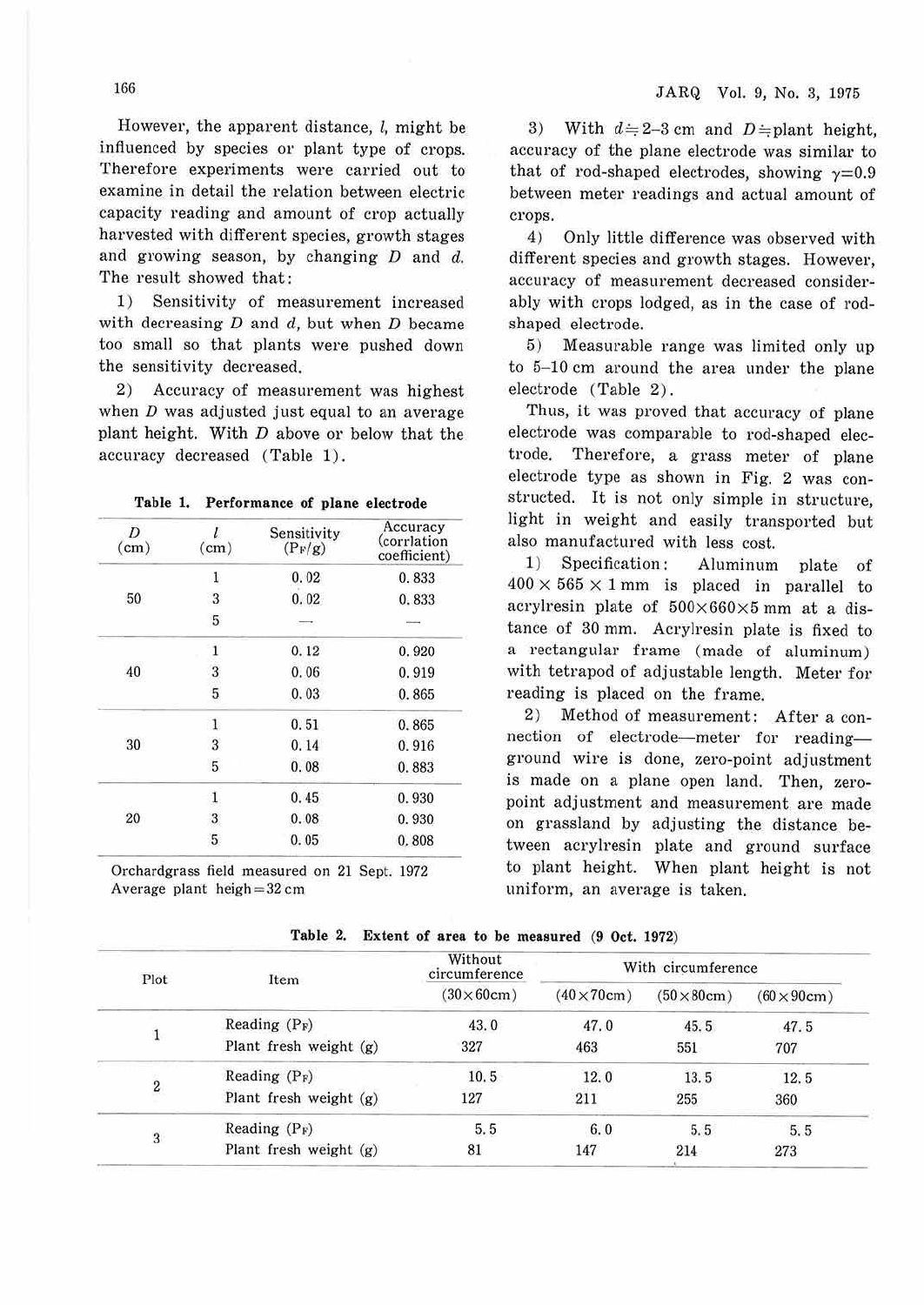However, the apparent distance, $l$, might be influenced by species or plant type of crops. Therefore experiments were carried out to examine in detail the relation between electric capacity reading and amount of crop actually harvested with different species, growth stages and growing season, by changing $D$ and $d$. The result showed that:

1) Sensitivity of measurement increased with decreasing $D$ and $d$, but when $D$ became too small so that plants were pushed down the sensitivity decreased.

2) Accuracy of measurement was highest when $D$ was adjusted just equal to an average plant height. With $D$ above or below that the accuracy decreased (Table 1).

**Table 1. Performance of plane electrode**

| $D$ (cm) | $l$ (cm) | Sensitivity ($P_F$/g) | Accuracy (corrlation coefficient) |
|---|---|---|---|
| 50 | 1 | 0.02 | 0.833 |
| | 3 | 0.02 | 0.833 |
| | 5 | — | — |
| 40 | 1 | 0.12 | 0.920 |
| | 3 | 0.06 | 0.919 |
| | 5 | 0.03 | 0.865 |
| 30 | 1 | 0.51 | 0.865 |
| | 3 | 0.14 | 0.916 |
| | 5 | 0.08 | 0.883 |
| 20 | 1 | 0.45 | 0.930 |
| | 3 | 0.08 | 0.930 |
| | 5 | 0.05 | 0.808 |

Orchardgrass field measured on 21 Sept. 1972
Average plant heigh = 32 cm

3) With $d \fallingdotseq 2$–$3$ cm and $D \fallingdotseq$ plant height, accuracy of the plane electrode was similar to that of rod-shaped electrodes, showing $\gamma = 0.9$ between meter readings and actual amount of crops.

4) Only little difference was observed with different species and growth stages. However, accuracy of measurement decreased considerably with crops lodged, as in the case of rod-shaped electrode.

5) Measurable range was limited only up to 5–10 cm around the area under the plane electrode (Table 2).

Thus, it was proved that accuracy of plane electrode was comparable to rod-shaped electrode. Therefore, a grass meter of plane electrode type as shown in Fig. 2 was constructed. It is not only simple in structure, light in weight and easily transported but also manufactured with less cost.

1) Specification: Aluminum plate of $400 \times 565 \times 1$ mm is placed in parallel to acrylresin plate of $500 \times 660 \times 5$ mm at a distance of 30 mm. Acrylresin plate is fixed to a rectangular frame (made of aluminum) with tetrapod of adjustable length. Meter for reading is placed on the frame.

2) Method of measurement: After a connection of electrode—meter for reading—ground wire is done, zero-point adjustment is made on a plane open land. Then, zero-point adjustment and measurement are made on grassland by adjusting the distance between acrylresin plate and ground surface to plant height. When plant height is not uniform, an average is taken.

**Table 2. Extent of area to be measured (9 Oct. 1972)**

| Plot | Item | Without circumference | With circumference | | |
|---|---|---|---|---|---|
| | | (30×60cm) | (40×70cm) | (50×80cm) | (60×90cm) |
| 1 | Reading ($P_F$) | 43.0 | 47.0 | 45.5 | 47.5 |
| | Plant fresh weight (g) | 327 | 463 | 551 | 707 |
| 2 | Reading ($P_F$) | 10.5 | 12.0 | 13.5 | 12.5 |
| | Plant fresh weight (g) | 127 | 211 | 255 | 360 |
| 3 | Reading ($P_F$) | 5.5 | 6.0 | 5.5 | 5.5 |
| | Plant fresh weight (g) | 81 | 147 | 214 | 273 |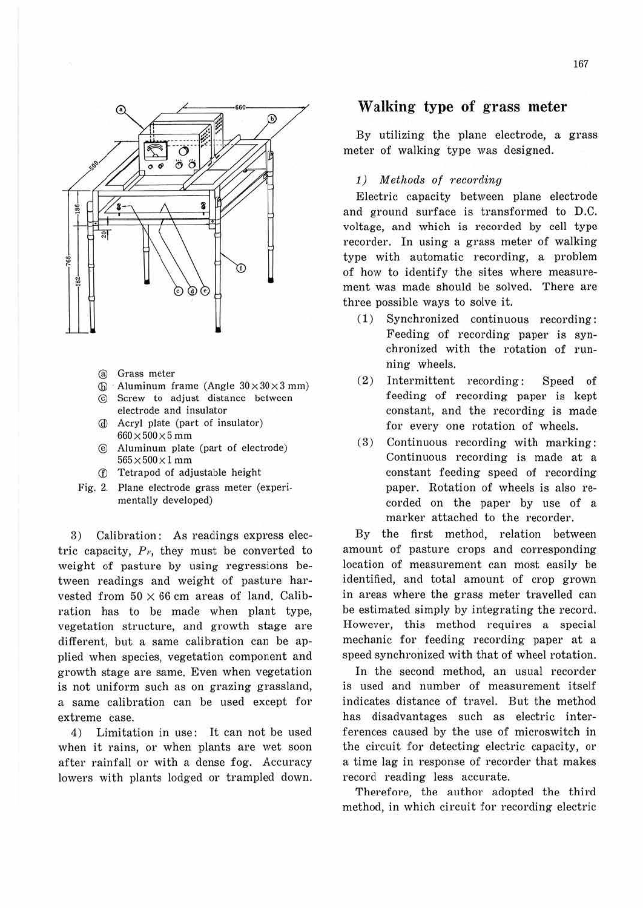Ⓐ Grass meter
Ⓑ Aluminum frame (Angle 30×30×3 mm)
Ⓒ Screw to adjust distance between electrode and insulator
Ⓓ Acryl plate (part of insulator) 660×500×5 mm
Ⓔ Aluminum plate (part of electrode) 565×500×1 mm
Ⓕ Tetrapod of adjustable height

Fig. 2. Plane electrode grass meter (experimentally developed)

3) Calibration: As readings express electric capacity, $P_F$, they must be converted to weight of pasture by using regressions between readings and weight of pasture harvested from 50 × 66 cm areas of land. Calibration has to be made when plant type, vegetation structure, and growth stage are different, but a same calibration can be applied when species, vegetation component and growth stage are same. Even when vegetation is not uniform such as on grazing grassland, a same calibration can be used except for extreme case.

4) Limitation in use: It can not be used when it rains, or when plants are wet soon after rainfall or with a dense fog. Accuracy lowers with plants lodged or trampled down.

## Walking type of grass meter

By utilizing the plane electrode, a grass meter of walking type was designed.

*1) Methods of recording*

Electric capacity between plane electrode and ground surface is transformed to D.C. voltage, and which is recorded by cell type recorder. In using a grass meter of walking type with automatic recording, a problem of how to identify the sites where measurement was made should be solved. There are three possible ways to solve it.

(1) Synchronized continuous recording: Feeding of recording paper is synchronized with the rotation of running wheels.

(2) Intermittent recording: Speed of feeding of recording paper is kept constant, and the recording is made for every one rotation of wheels.

(3) Continuous recording with marking: Continuous recording is made at a constant feeding speed of recording paper. Rotation of wheels is also recorded on the paper by use of a marker attached to the recorder.

By the first method, relation between amount of pasture crops and corresponding location of measurement can most easily be identified, and total amount of crop grown in areas where the grass meter travelled can be estimated simply by integrating the record. However, this method requires a special mechanic for feeding recording paper at a speed synchronized with that of wheel rotation.

In the second method, an usual recorder is used and number of measurement itself indicates distance of travel. But the method has disadvantages such as electric interferences caused by the use of microswitch in the circuit for detecting electric capacity, or a time lag in response of recorder that makes record reading less accurate.

Therefore, the author adopted the third method, in which circuit for recording electric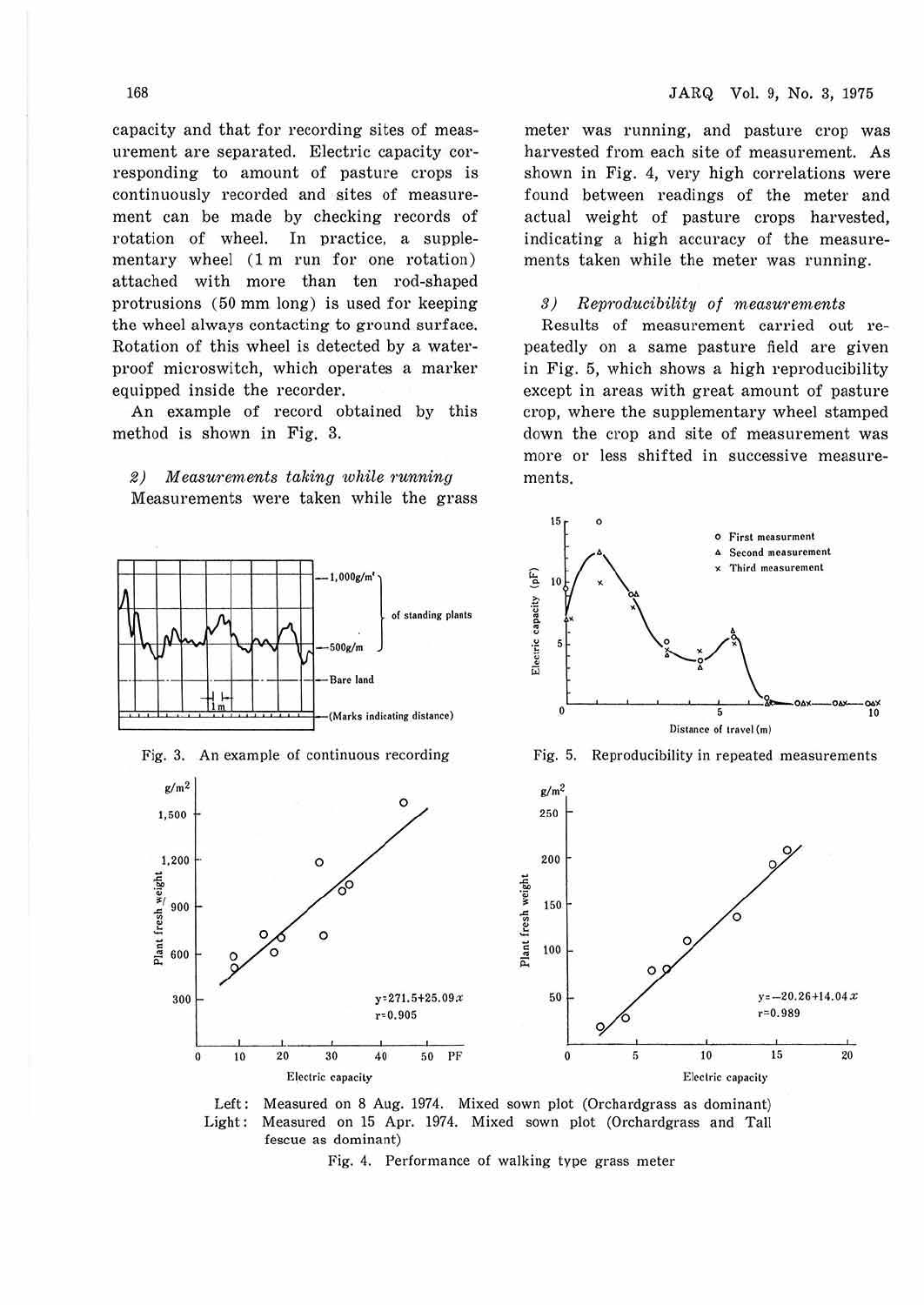capacity and that for recording sites of measurement are separated. Electric capacity corresponding to amount of pasture crops is continuously recorded and sites of measurement can be made by checking records of rotation of wheel. In practice, a supplementary wheel (1 m run for one rotation) attached with more than ten rod-shaped protrusions (50 mm long) is used for keeping the wheel always contacting to ground surface. Rotation of this wheel is detected by a waterproof microswitch, which operates a marker equipped inside the recorder.

An example of record obtained by this method is shown in Fig. 3.

### 2) *Measurements taking while running*

Measurements were taken while the grass meter was running, and pasture crop was harvested from each site of measurement. As shown in Fig. 4, very high correlations were found between readings of the meter and actual weight of pasture crops harvested, indicating a high accuracy of the measurements taken while the meter was running.

### 3) *Reproducibility of measurements*

Results of measurement carried out repeatedly on a same pasture field are given in Fig. 5, which shows a high reproducibility except in areas with great amount of pasture crop, where the supplementary wheel stamped down the crop and site of measurement was more or less shifted in successive measurements.

Fig. 3. An example of continuous recording

Fig. 5. Reproducibility in repeated measurements

Left: $y=271.5+25.09x$, $r=0.905$; Right: $y=-20.26+14.04x$, $r=0.989$

Left: Measured on 8 Aug. 1974. Mixed sown plot (Orchardgrass as dominant)
Light: Measured on 15 Apr. 1974. Mixed sown plot (Orchardgrass and Tall fescue as dominant)

Fig. 4. Performance of walking type grass meter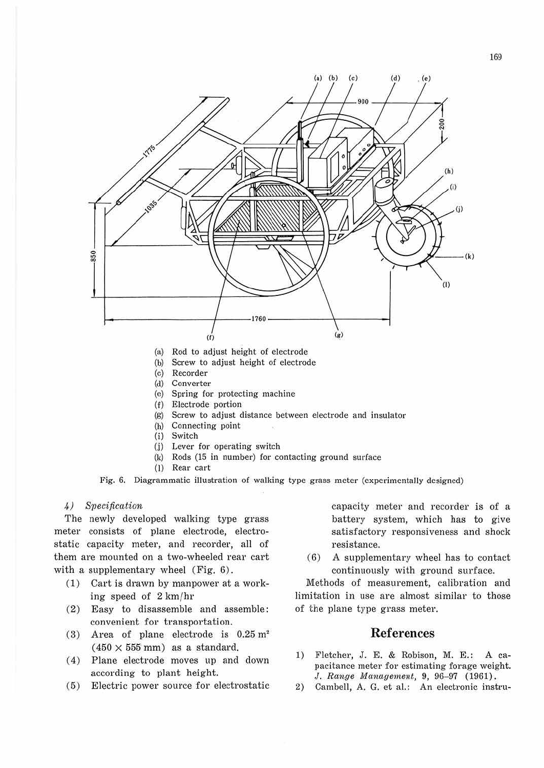(a) Rod to adjust height of electrode
(b) Screw to adjust height of electrode
(c) Recorder
(d) Converter
(e) Spring for protecting machine
(f) Electrode portion
(g) Screw to adjust distance between electrode and insulator
(h) Connecting point
(i) Switch
(j) Lever for operating switch
(k) Rods (15 in number) for contacting ground surface
(l) Rear cart

Fig. 6. Diagrammatic illustration of walking type grass meter (experimentally designed)

*4) Specification*

The newly developed walking type grass meter consists of plane electrode, electrostatic capacity meter, and recorder, all of them are mounted on a two-wheeled rear cart with a supplementary wheel (Fig. 6).

(1) Cart is drawn by manpower at a working speed of 2 km/hr
(2) Easy to disassemble and assemble: convenient for transportation.
(3) Area of plane electrode is 0.25 m$^2$ (450 × 555 mm) as a standard.
(4) Plane electrode moves up and down according to plant height.
(5) Electric power source for electrostatic capacity meter and recorder is of a battery system, which has to give satisfactory responsiveness and shock resistance.
(6) A supplementary wheel has to contact continuously with ground surface.

Methods of measurement, calibration and limitation in use are almost similar to those of the plane type grass meter.

## References

1) Fletcher, J. E. & Robison, M. E.: A capacitance meter for estimating forage weight. *J. Range Management*, 9, 96–97 (1961).
2) Cambell, A. G. et al.: An electronic instru-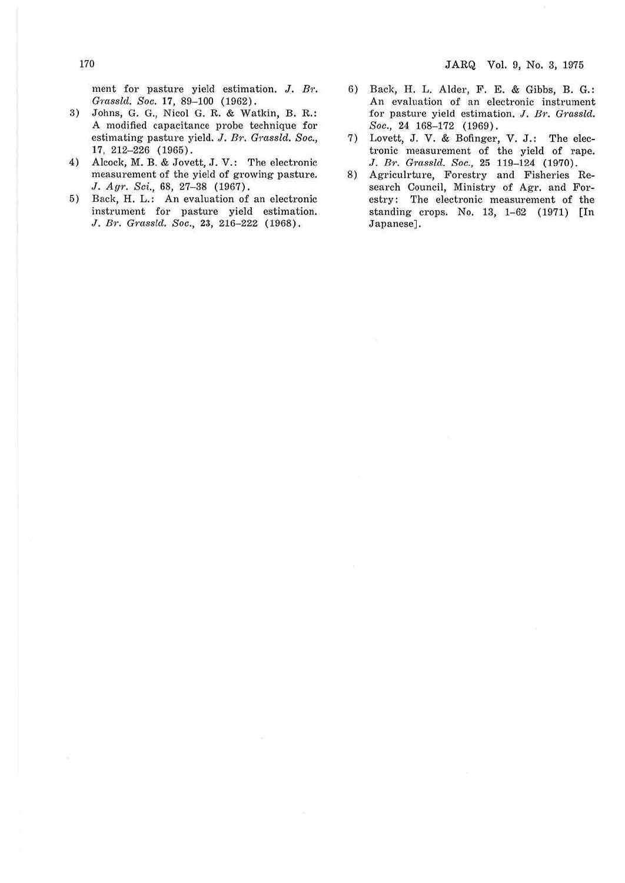ment for pasture yield estimation. *J. Br. Grassld. Soc.* 17, 89–100 (1962).

3) Johns, G. G., Nicol G. R. & Watkin, B. R.: A modified capacitance probe technique for estimating pasture yield. *J. Br. Grassld. Soc.,* 17, 212–226 (1965).

4) Alcock, M. B. & Jovett, J. V.: The electronic measurement of the yield of growing pasture. *J. Agr. Sci.,* 68, 27–38 (1967).

5) Back, H. L.: An evaluation of an electronic instrument for pasture yield estimation. *J. Br. Grassld. Soc.,* 23, 216–222 (1968).

6) Back, H. L. Alder, F. E. & Gibbs, B. G.: An evaluation of an electronic instrument for pasture yield estimation. *J. Br. Grassld. Soc.,* 24 168–172 (1969).

7) Lovett, J. V. & Bofinger, V. J.: The electronic measurement of the yield of rape. *J. Br. Grassld. Soc.,* 25 119–124 (1970).

8) Agricultrture, Forestry and Fisheries Research Council, Ministry of Agr. and Forestry: The electronic measurement of the standing crops. No. 13, 1–62 (1971) [In Japanese].